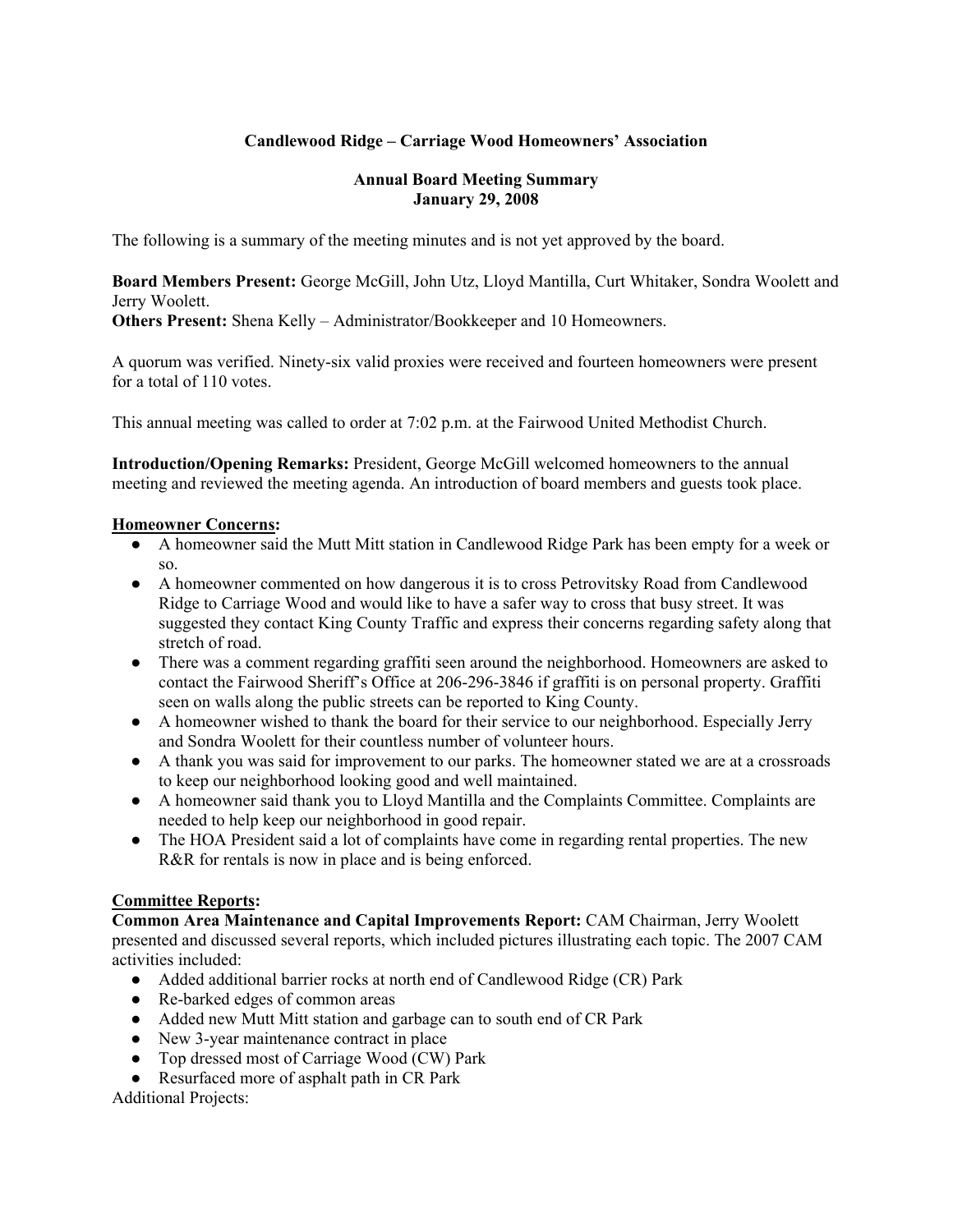**Candlewood Ridge – Carriage Wood Homeowners' Association**

**Annual Board Meeting Summary**
**January 29, 2008**

The following is a summary of the meeting minutes and is not yet approved by the board.

**Board Members Present:** George McGill, John Utz, Lloyd Mantilla, Curt Whitaker, Sondra Woolett and Jerry Woolett.
**Others Present:** Shena Kelly – Administrator/Bookkeeper and 10 Homeowners.

A quorum was verified. Ninety-six valid proxies were received and fourteen homeowners were present for a total of 110 votes.

This annual meeting was called to order at 7:02 p.m. at the Fairwood United Methodist Church.

**Introduction/Opening Remarks:** President, George McGill welcomed homeowners to the annual meeting and reviewed the meeting agenda. An introduction of board members and guests took place.

**Homeowner Concerns:**

- A homeowner said the Mutt Mitt station in Candlewood Ridge Park has been empty for a week or so.
- A homeowner commented on how dangerous it is to cross Petrovitsky Road from Candlewood Ridge to Carriage Wood and would like to have a safer way to cross that busy street. It was suggested they contact King County Traffic and express their concerns regarding safety along that stretch of road.
- There was a comment regarding graffiti seen around the neighborhood. Homeowners are asked to contact the Fairwood Sheriff's Office at 206-296-3846 if graffiti is on personal property. Graffiti seen on walls along the public streets can be reported to King County.
- A homeowner wished to thank the board for their service to our neighborhood. Especially Jerry and Sondra Woolett for their countless number of volunteer hours.
- A thank you was said for improvement to our parks. The homeowner stated we are at a crossroads to keep our neighborhood looking good and well maintained.
- A homeowner said thank you to Lloyd Mantilla and the Complaints Committee. Complaints are needed to help keep our neighborhood in good repair.
- The HOA President said a lot of complaints have come in regarding rental properties. The new R&R for rentals is now in place and is being enforced.

**Committee Reports:**

**Common Area Maintenance and Capital Improvements Report:** CAM Chairman, Jerry Woolett presented and discussed several reports, which included pictures illustrating each topic. The 2007 CAM activities included:

- Added additional barrier rocks at north end of Candlewood Ridge (CR) Park
- Re-barked edges of common areas
- Added new Mutt Mitt station and garbage can to south end of CR Park
- New 3-year maintenance contract in place
- Top dressed most of Carriage Wood (CW) Park
- Resurfaced more of asphalt path in CR Park

Additional Projects: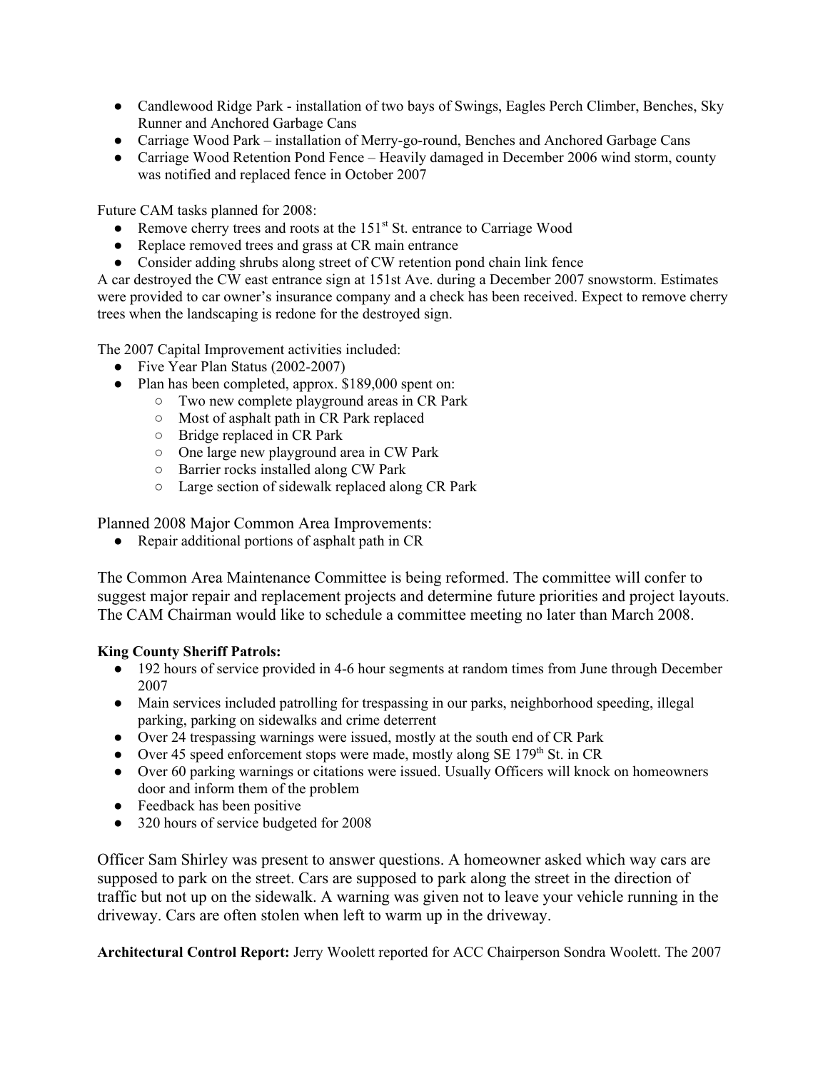- Candlewood Ridge Park - installation of two bays of Swings, Eagles Perch Climber, Benches, Sky Runner and Anchored Garbage Cans
- Carriage Wood Park – installation of Merry-go-round, Benches and Anchored Garbage Cans
- Carriage Wood Retention Pond Fence – Heavily damaged in December 2006 wind storm, county was notified and replaced fence in October 2007

Future CAM tasks planned for 2008:

- Remove cherry trees and roots at the 151st St. entrance to Carriage Wood
- Replace removed trees and grass at CR main entrance
- Consider adding shrubs along street of CW retention pond chain link fence

A car destroyed the CW east entrance sign at 151st Ave. during a December 2007 snowstorm. Estimates were provided to car owner's insurance company and a check has been received. Expect to remove cherry trees when the landscaping is redone for the destroyed sign.

The 2007 Capital Improvement activities included:

- Five Year Plan Status (2002-2007)
- Plan has been completed, approx. $189,000 spent on:
  - Two new complete playground areas in CR Park
  - Most of asphalt path in CR Park replaced
  - Bridge replaced in CR Park
  - One large new playground area in CW Park
  - Barrier rocks installed along CW Park
  - Large section of sidewalk replaced along CR Park

Planned 2008 Major Common Area Improvements:

- Repair additional portions of asphalt path in CR

The Common Area Maintenance Committee is being reformed. The committee will confer to suggest major repair and replacement projects and determine future priorities and project layouts. The CAM Chairman would like to schedule a committee meeting no later than March 2008.

**King County Sheriff Patrols:**

- 192 hours of service provided in 4-6 hour segments at random times from June through December 2007
- Main services included patrolling for trespassing in our parks, neighborhood speeding, illegal parking, parking on sidewalks and crime deterrent
- Over 24 trespassing warnings were issued, mostly at the south end of CR Park
- Over 45 speed enforcement stops were made, mostly along SE 179th St. in CR
- Over 60 parking warnings or citations were issued. Usually Officers will knock on homeowners door and inform them of the problem
- Feedback has been positive
- 320 hours of service budgeted for 2008

Officer Sam Shirley was present to answer questions. A homeowner asked which way cars are supposed to park on the street. Cars are supposed to park along the street in the direction of traffic but not up on the sidewalk. A warning was given not to leave your vehicle running in the driveway. Cars are often stolen when left to warm up in the driveway.

**Architectural Control Report:** Jerry Woolett reported for ACC Chairperson Sondra Woolett. The 2007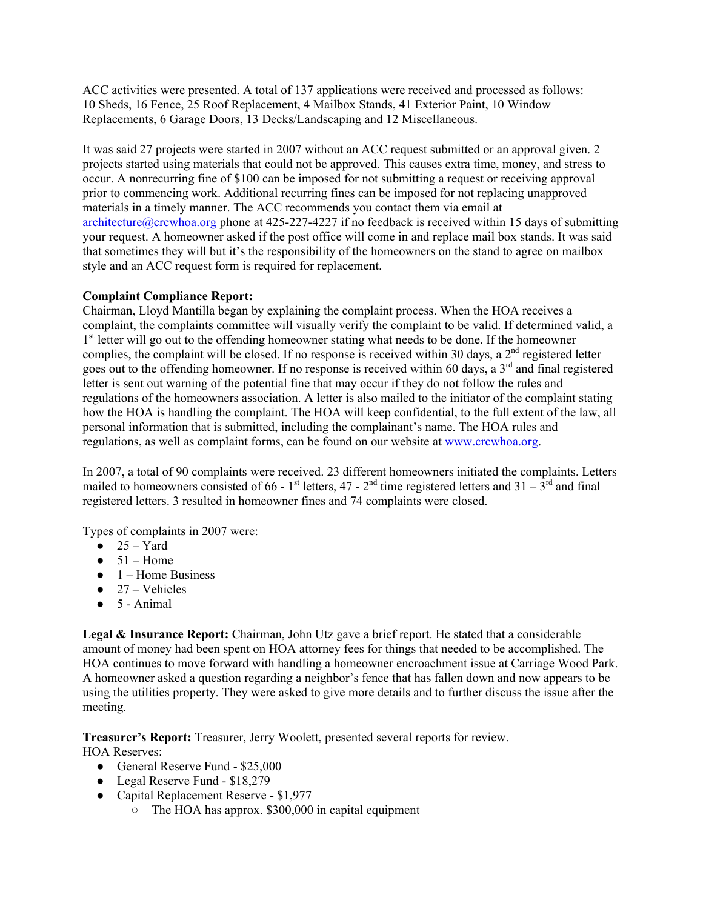ACC activities were presented. A total of 137 applications were received and processed as follows: 10 Sheds, 16 Fence, 25 Roof Replacement, 4 Mailbox Stands, 41 Exterior Paint, 10 Window Replacements, 6 Garage Doors, 13 Decks/Landscaping and 12 Miscellaneous.

It was said 27 projects were started in 2007 without an ACC request submitted or an approval given. 2 projects started using materials that could not be approved. This causes extra time, money, and stress to occur. A nonrecurring fine of $100 can be imposed for not submitting a request or receiving approval prior to commencing work. Additional recurring fines can be imposed for not replacing unapproved materials in a timely manner. The ACC recommends you contact them via email at architecture@crcwhoa.org phone at 425-227-4227 if no feedback is received within 15 days of submitting your request. A homeowner asked if the post office will come in and replace mail box stands. It was said that sometimes they will but it's the responsibility of the homeowners on the stand to agree on mailbox style and an ACC request form is required for replacement.

**Complaint Compliance Report:**
Chairman, Lloyd Mantilla began by explaining the complaint process. When the HOA receives a complaint, the complaints committee will visually verify the complaint to be valid. If determined valid, a 1st letter will go out to the offending homeowner stating what needs to be done. If the homeowner complies, the complaint will be closed. If no response is received within 30 days, a 2nd registered letter goes out to the offending homeowner. If no response is received within 60 days, a 3rd and final registered letter is sent out warning of the potential fine that may occur if they do not follow the rules and regulations of the homeowners association. A letter is also mailed to the initiator of the complaint stating how the HOA is handling the complaint. The HOA will keep confidential, to the full extent of the law, all personal information that is submitted, including the complainant's name. The HOA rules and regulations, as well as complaint forms, can be found on our website at www.crcwhoa.org.

In 2007, a total of 90 complaints were received. 23 different homeowners initiated the complaints. Letters mailed to homeowners consisted of 66 - 1st letters, 47 - 2nd time registered letters and 31 – 3rd and final registered letters. 3 resulted in homeowner fines and 74 complaints were closed.

Types of complaints in 2007 were:

- 25 – Yard
- 51 – Home
- 1 – Home Business
- 27 – Vehicles
- 5 - Animal

**Legal & Insurance Report:** Chairman, John Utz gave a brief report. He stated that a considerable amount of money had been spent on HOA attorney fees for things that needed to be accomplished. The HOA continues to move forward with handling a homeowner encroachment issue at Carriage Wood Park. A homeowner asked a question regarding a neighbor's fence that has fallen down and now appears to be using the utilities property. They were asked to give more details and to further discuss the issue after the meeting.

**Treasurer's Report:** Treasurer, Jerry Woolett, presented several reports for review.
HOA Reserves:

- General Reserve Fund - $25,000
- Legal Reserve Fund - $18,279
- Capital Replacement Reserve - $1,977
  - The HOA has approx. $300,000 in capital equipment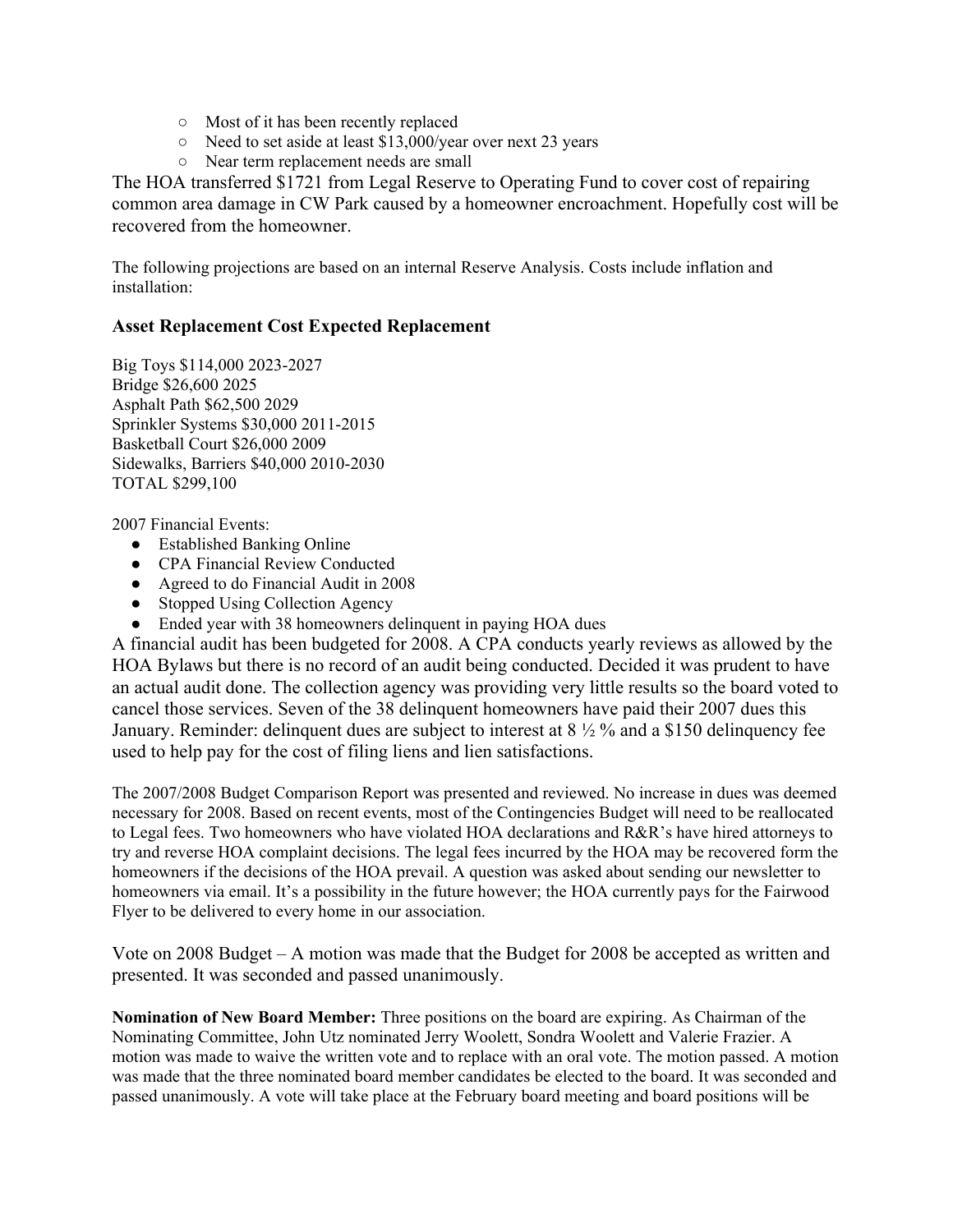- Most of it has been recently replaced
- Need to set aside at least $13,000/year over next 23 years
- Near term replacement needs are small

The HOA transferred $1721 from Legal Reserve to Operating Fund to cover cost of repairing common area damage in CW Park caused by a homeowner encroachment. Hopefully cost will be recovered from the homeowner.

The following projections are based on an internal Reserve Analysis. Costs include inflation and installation:

### Asset Replacement Cost Expected Replacement

Big Toys $114,000 2023-2027
Bridge $26,600 2025
Asphalt Path $62,500 2029
Sprinkler Systems $30,000 2011-2015
Basketball Court $26,000 2009
Sidewalks, Barriers $40,000 2010-2030
TOTAL $299,100

2007 Financial Events:

- Established Banking Online
- CPA Financial Review Conducted
- Agreed to do Financial Audit in 2008
- Stopped Using Collection Agency
- Ended year with 38 homeowners delinquent in paying HOA dues

A financial audit has been budgeted for 2008. A CPA conducts yearly reviews as allowed by the HOA Bylaws but there is no record of an audit being conducted. Decided it was prudent to have an actual audit done. The collection agency was providing very little results so the board voted to cancel those services. Seven of the 38 delinquent homeowners have paid their 2007 dues this January. Reminder: delinquent dues are subject to interest at 8 ½ % and a $150 delinquency fee used to help pay for the cost of filing liens and lien satisfactions.

The 2007/2008 Budget Comparison Report was presented and reviewed. No increase in dues was deemed necessary for 2008. Based on recent events, most of the Contingencies Budget will need to be reallocated to Legal fees. Two homeowners who have violated HOA declarations and R&R's have hired attorneys to try and reverse HOA complaint decisions. The legal fees incurred by the HOA may be recovered form the homeowners if the decisions of the HOA prevail. A question was asked about sending our newsletter to homeowners via email. It's a possibility in the future however; the HOA currently pays for the Fairwood Flyer to be delivered to every home in our association.

Vote on 2008 Budget – A motion was made that the Budget for 2008 be accepted as written and presented. It was seconded and passed unanimously.

**Nomination of New Board Member:** Three positions on the board are expiring. As Chairman of the Nominating Committee, John Utz nominated Jerry Woolett, Sondra Woolett and Valerie Frazier. A motion was made to waive the written vote and to replace with an oral vote. The motion passed. A motion was made that the three nominated board member candidates be elected to the board. It was seconded and passed unanimously. A vote will take place at the February board meeting and board positions will be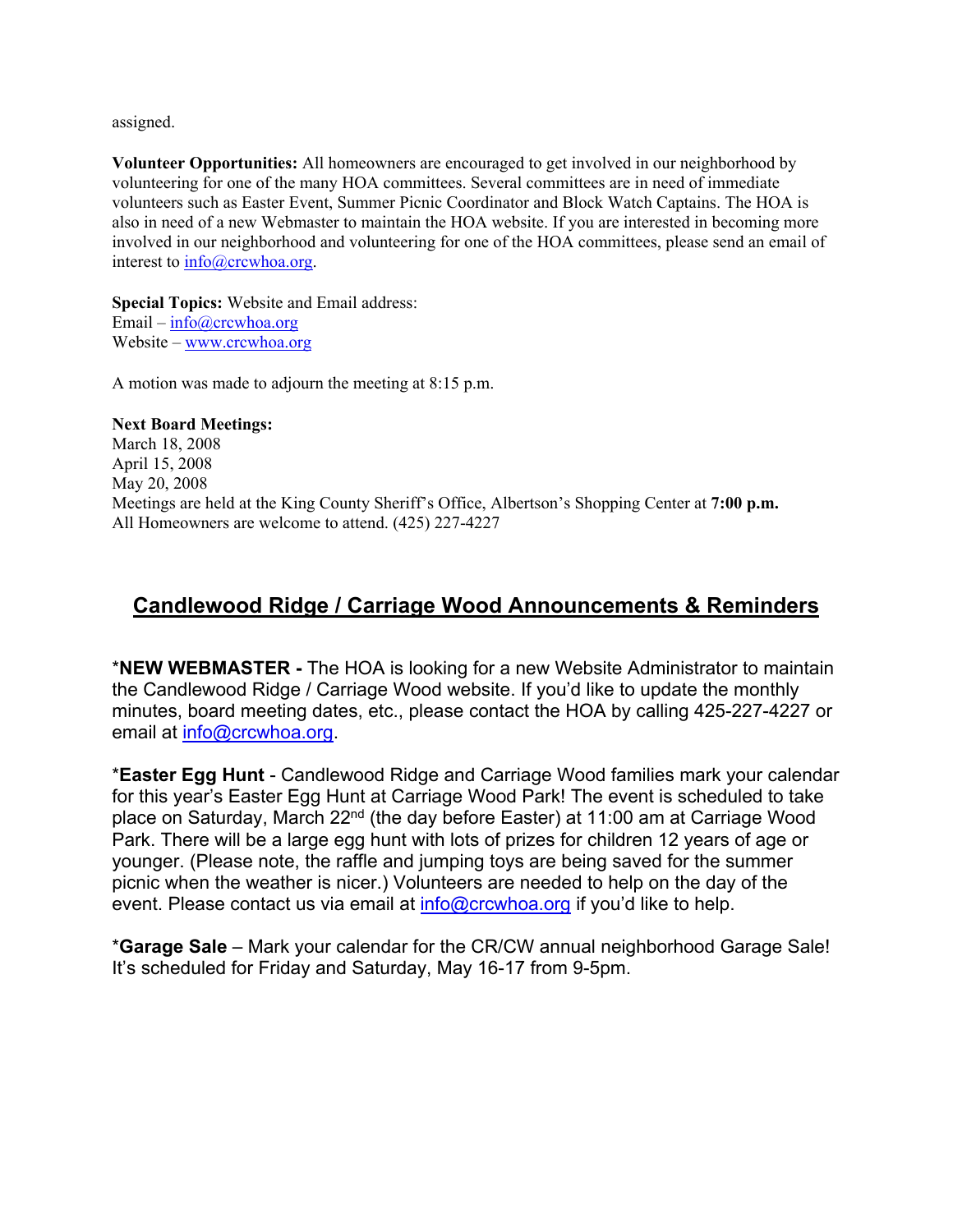assigned.

**Volunteer Opportunities:** All homeowners are encouraged to get involved in our neighborhood by volunteering for one of the many HOA committees. Several committees are in need of immediate volunteers such as Easter Event, Summer Picnic Coordinator and Block Watch Captains. The HOA is also in need of a new Webmaster to maintain the HOA website. If you are interested in becoming more involved in our neighborhood and volunteering for one of the HOA committees, please send an email of interest to info@crcwhoa.org.

**Special Topics:** Website and Email address:
Email – info@crcwhoa.org
Website – www.crcwhoa.org

A motion was made to adjourn the meeting at 8:15 p.m.

**Next Board Meetings:**
March 18, 2008
April 15, 2008
May 20, 2008
Meetings are held at the King County Sheriff's Office, Albertson's Shopping Center at **7:00 p.m.**
All Homeowners are welcome to attend. (425) 227-4227

## Candlewood Ridge / Carriage Wood Announcements & Reminders

***NEW WEBMASTER -** The HOA is looking for a new Website Administrator to maintain the Candlewood Ridge / Carriage Wood website. If you'd like to update the monthly minutes, board meeting dates, etc., please contact the HOA by calling 425-227-4227 or email at info@crcwhoa.org.

***Easter Egg Hunt** - Candlewood Ridge and Carriage Wood families mark your calendar for this year's Easter Egg Hunt at Carriage Wood Park! The event is scheduled to take place on Saturday, March 22nd (the day before Easter) at 11:00 am at Carriage Wood Park. There will be a large egg hunt with lots of prizes for children 12 years of age or younger. (Please note, the raffle and jumping toys are being saved for the summer picnic when the weather is nicer.) Volunteers are needed to help on the day of the event. Please contact us via email at info@crcwhoa.org if you'd like to help.

***Garage Sale** – Mark your calendar for the CR/CW annual neighborhood Garage Sale! It's scheduled for Friday and Saturday, May 16-17 from 9-5pm.